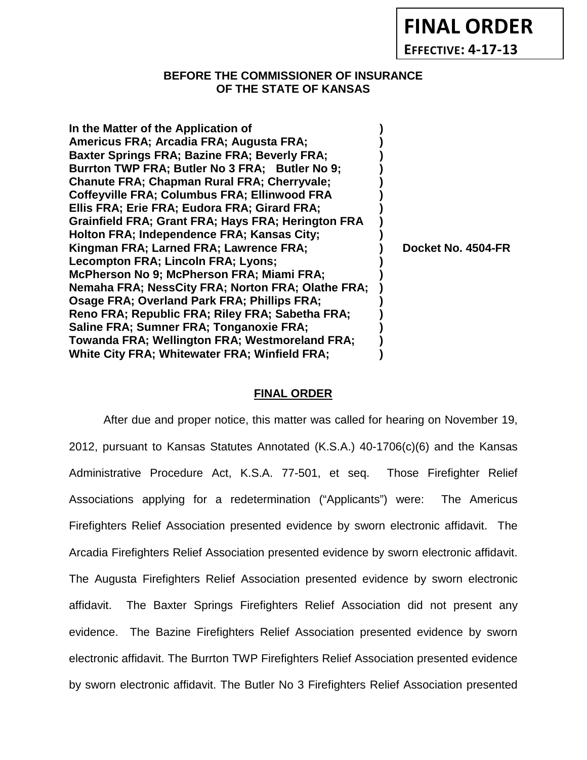**FINAL ORDER**

**EFFECTIVE: 4-17-13**

**BEFORE THE COMMISSIONER OF INSURANCE**
**OF THE STATE OF KANSAS**

**In the Matter of the Application of )**
**Americus FRA; Arcadia FRA; Augusta FRA; )**
**Baxter Springs FRA; Bazine FRA; Beverly FRA; )**
**Burrton TWP FRA; Butler No 3 FRA; Butler No 9; )**
**Chanute FRA; Chapman Rural FRA; Cherryvale; )**
**Coffeyville FRA; Columbus FRA; Ellinwood FRA )**
**Ellis FRA; Erie FRA; Eudora FRA; Girard FRA; )**
**Grainfield FRA; Grant FRA; Hays FRA; Herington FRA )**
**Holton FRA; Independence FRA; Kansas City; )**
**Kingman FRA; Larned FRA; Lawrence FRA; ) Docket No. 4504-FR**
**Lecompton FRA; Lincoln FRA; Lyons; )**
**McPherson No 9; McPherson FRA; Miami FRA; )**
**Nemaha FRA; NessCity FRA; Norton FRA; Olathe FRA; )**
**Osage FRA; Overland Park FRA; Phillips FRA; )**
**Reno FRA; Republic FRA; Riley FRA; Sabetha FRA; )**
**Saline FRA; Sumner FRA; Tonganoxie FRA; )**
**Towanda FRA; Wellington FRA; Westmoreland FRA; )**
**White City FRA; Whitewater FRA; Winfield FRA; )**

## FINAL ORDER

After due and proper notice, this matter was called for hearing on November 19, 2012, pursuant to Kansas Statutes Annotated (K.S.A.) 40-1706(c)(6) and the Kansas Administrative Procedure Act, K.S.A. 77-501, et seq. Those Firefighter Relief Associations applying for a redetermination ("Applicants") were: The Americus Firefighters Relief Association presented evidence by sworn electronic affidavit. The Arcadia Firefighters Relief Association presented evidence by sworn electronic affidavit. The Augusta Firefighters Relief Association presented evidence by sworn electronic affidavit. The Baxter Springs Firefighters Relief Association did not present any evidence. The Bazine Firefighters Relief Association presented evidence by sworn electronic affidavit. The Burrton TWP Firefighters Relief Association presented evidence by sworn electronic affidavit. The Butler No 3 Firefighters Relief Association presented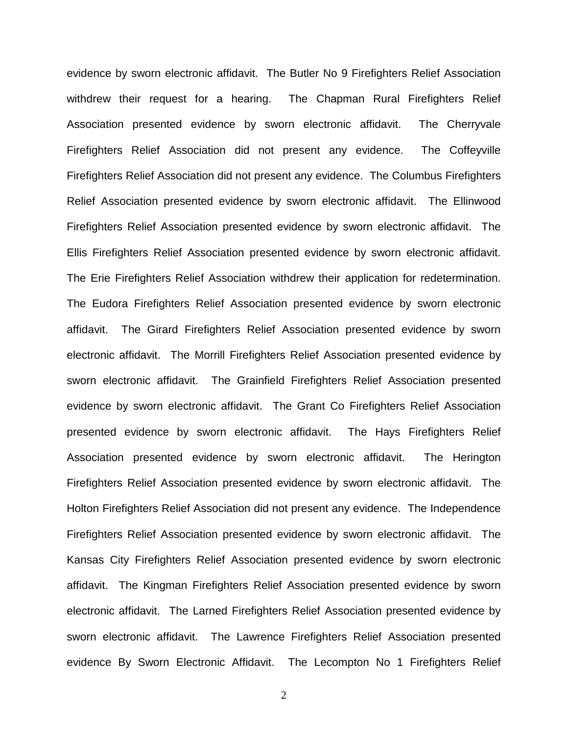evidence by sworn electronic affidavit. The Butler No 9 Firefighters Relief Association withdrew their request for a hearing. The Chapman Rural Firefighters Relief Association presented evidence by sworn electronic affidavit. The Cherryvale Firefighters Relief Association did not present any evidence. The Coffeyville Firefighters Relief Association did not present any evidence. The Columbus Firefighters Relief Association presented evidence by sworn electronic affidavit. The Ellinwood Firefighters Relief Association presented evidence by sworn electronic affidavit. The Ellis Firefighters Relief Association presented evidence by sworn electronic affidavit. The Erie Firefighters Relief Association withdrew their application for redetermination. The Eudora Firefighters Relief Association presented evidence by sworn electronic affidavit. The Girard Firefighters Relief Association presented evidence by sworn electronic affidavit. The Morrill Firefighters Relief Association presented evidence by sworn electronic affidavit. The Grainfield Firefighters Relief Association presented evidence by sworn electronic affidavit. The Grant Co Firefighters Relief Association presented evidence by sworn electronic affidavit. The Hays Firefighters Relief Association presented evidence by sworn electronic affidavit. The Herington Firefighters Relief Association presented evidence by sworn electronic affidavit. The Holton Firefighters Relief Association did not present any evidence. The Independence Firefighters Relief Association presented evidence by sworn electronic affidavit. The Kansas City Firefighters Relief Association presented evidence by sworn electronic affidavit. The Kingman Firefighters Relief Association presented evidence by sworn electronic affidavit. The Larned Firefighters Relief Association presented evidence by sworn electronic affidavit. The Lawrence Firefighters Relief Association presented evidence By Sworn Electronic Affidavit. The Lecompton No 1 Firefighters Relief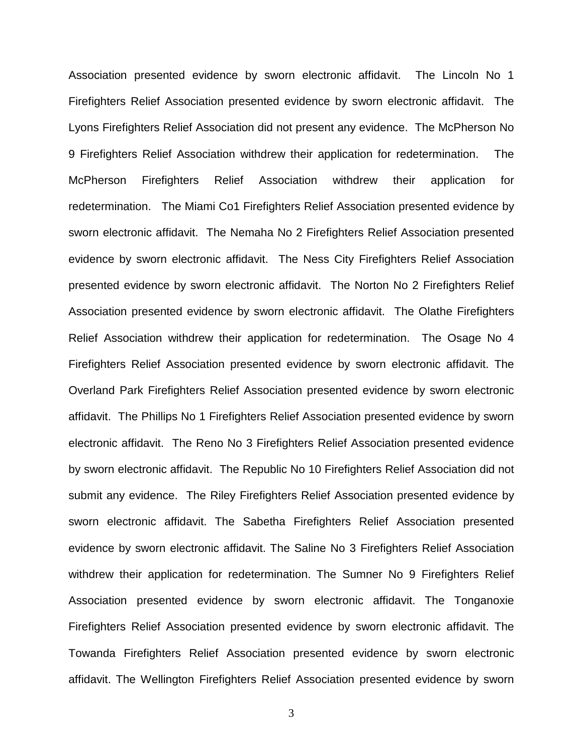Association presented evidence by sworn electronic affidavit. The Lincoln No 1 Firefighters Relief Association presented evidence by sworn electronic affidavit. The Lyons Firefighters Relief Association did not present any evidence. The McPherson No 9 Firefighters Relief Association withdrew their application for redetermination. The McPherson Firefighters Relief Association withdrew their application for redetermination. The Miami Co1 Firefighters Relief Association presented evidence by sworn electronic affidavit. The Nemaha No 2 Firefighters Relief Association presented evidence by sworn electronic affidavit. The Ness City Firefighters Relief Association presented evidence by sworn electronic affidavit. The Norton No 2 Firefighters Relief Association presented evidence by sworn electronic affidavit. The Olathe Firefighters Relief Association withdrew their application for redetermination. The Osage No 4 Firefighters Relief Association presented evidence by sworn electronic affidavit. The Overland Park Firefighters Relief Association presented evidence by sworn electronic affidavit. The Phillips No 1 Firefighters Relief Association presented evidence by sworn electronic affidavit. The Reno No 3 Firefighters Relief Association presented evidence by sworn electronic affidavit. The Republic No 10 Firefighters Relief Association did not submit any evidence. The Riley Firefighters Relief Association presented evidence by sworn electronic affidavit. The Sabetha Firefighters Relief Association presented evidence by sworn electronic affidavit. The Saline No 3 Firefighters Relief Association withdrew their application for redetermination. The Sumner No 9 Firefighters Relief Association presented evidence by sworn electronic affidavit. The Tonganoxie Firefighters Relief Association presented evidence by sworn electronic affidavit. The Towanda Firefighters Relief Association presented evidence by sworn electronic affidavit. The Wellington Firefighters Relief Association presented evidence by sworn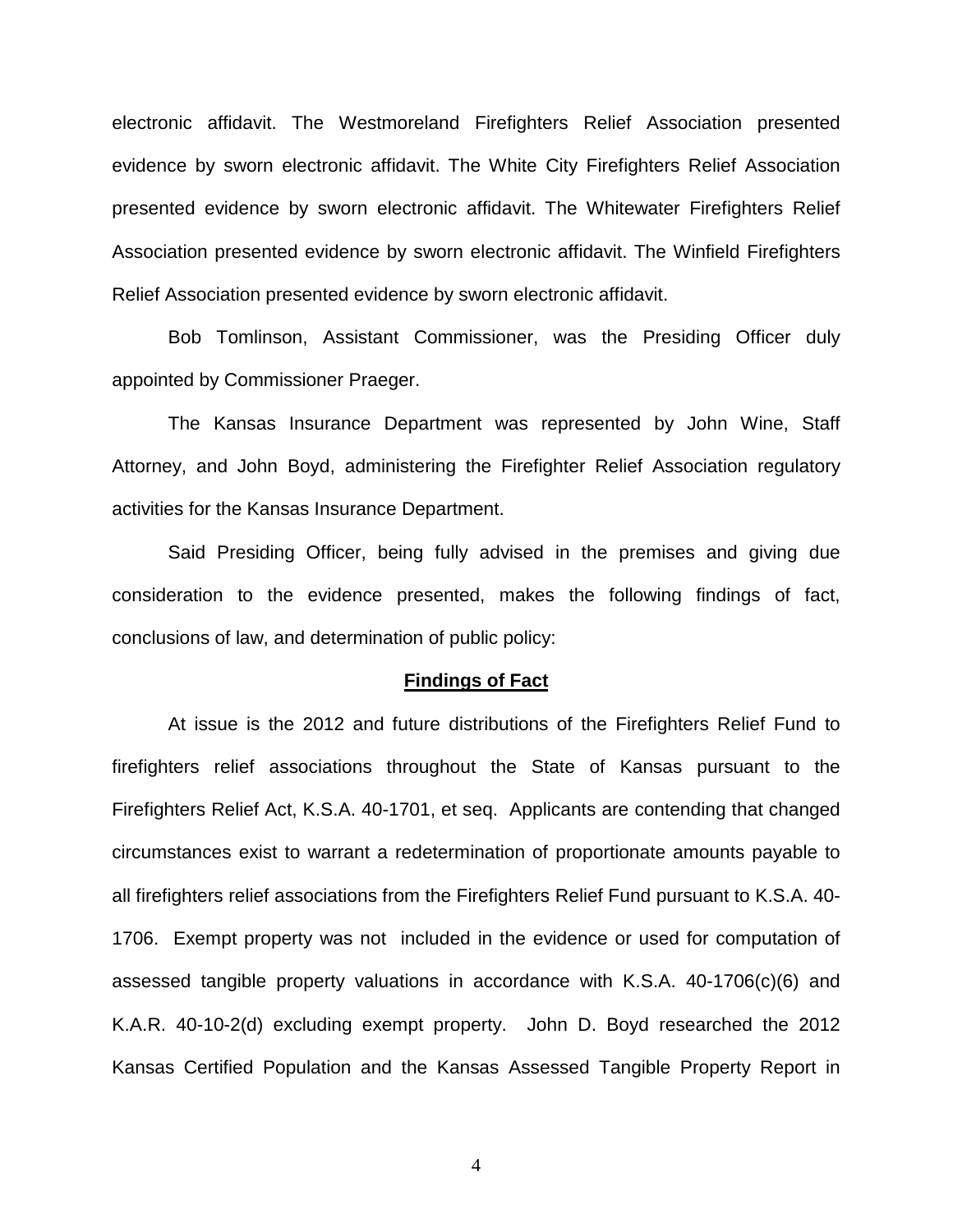electronic affidavit. The Westmoreland Firefighters Relief Association presented evidence by sworn electronic affidavit. The White City Firefighters Relief Association presented evidence by sworn electronic affidavit. The Whitewater Firefighters Relief Association presented evidence by sworn electronic affidavit. The Winfield Firefighters Relief Association presented evidence by sworn electronic affidavit.

Bob Tomlinson, Assistant Commissioner, was the Presiding Officer duly appointed by Commissioner Praeger.

The Kansas Insurance Department was represented by John Wine, Staff Attorney, and John Boyd, administering the Firefighter Relief Association regulatory activities for the Kansas Insurance Department.

Said Presiding Officer, being fully advised in the premises and giving due consideration to the evidence presented, makes the following findings of fact, conclusions of law, and determination of public policy:

## **Findings of Fact**

At issue is the 2012 and future distributions of the Firefighters Relief Fund to firefighters relief associations throughout the State of Kansas pursuant to the Firefighters Relief Act, K.S.A. 40-1701, et seq. Applicants are contending that changed circumstances exist to warrant a redetermination of proportionate amounts payable to all firefighters relief associations from the Firefighters Relief Fund pursuant to K.S.A. 40-1706. Exempt property was not included in the evidence or used for computation of assessed tangible property valuations in accordance with K.S.A. 40-1706(c)(6) and K.A.R. 40-10-2(d) excluding exempt property. John D. Boyd researched the 2012 Kansas Certified Population and the Kansas Assessed Tangible Property Report in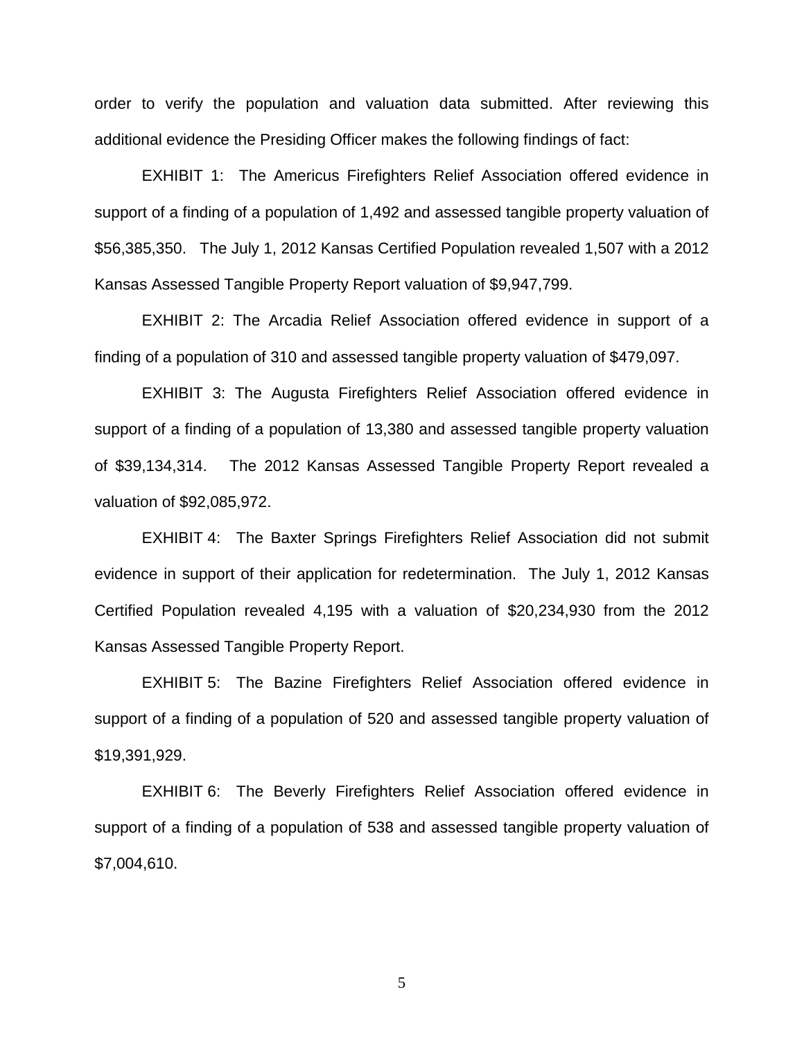order to verify the population and valuation data submitted. After reviewing this additional evidence the Presiding Officer makes the following findings of fact:

EXHIBIT 1: The Americus Firefighters Relief Association offered evidence in support of a finding of a population of 1,492 and assessed tangible property valuation of $56,385,350. The July 1, 2012 Kansas Certified Population revealed 1,507 with a 2012 Kansas Assessed Tangible Property Report valuation of $9,947,799.

EXHIBIT 2: The Arcadia Relief Association offered evidence in support of a finding of a population of 310 and assessed tangible property valuation of $479,097.

EXHIBIT 3: The Augusta Firefighters Relief Association offered evidence in support of a finding of a population of 13,380 and assessed tangible property valuation of $39,134,314. The 2012 Kansas Assessed Tangible Property Report revealed a valuation of $92,085,972.

EXHIBIT 4: The Baxter Springs Firefighters Relief Association did not submit evidence in support of their application for redetermination. The July 1, 2012 Kansas Certified Population revealed 4,195 with a valuation of $20,234,930 from the 2012 Kansas Assessed Tangible Property Report.

EXHIBIT 5: The Bazine Firefighters Relief Association offered evidence in support of a finding of a population of 520 and assessed tangible property valuation of $19,391,929.

EXHIBIT 6: The Beverly Firefighters Relief Association offered evidence in support of a finding of a population of 538 and assessed tangible property valuation of $7,004,610.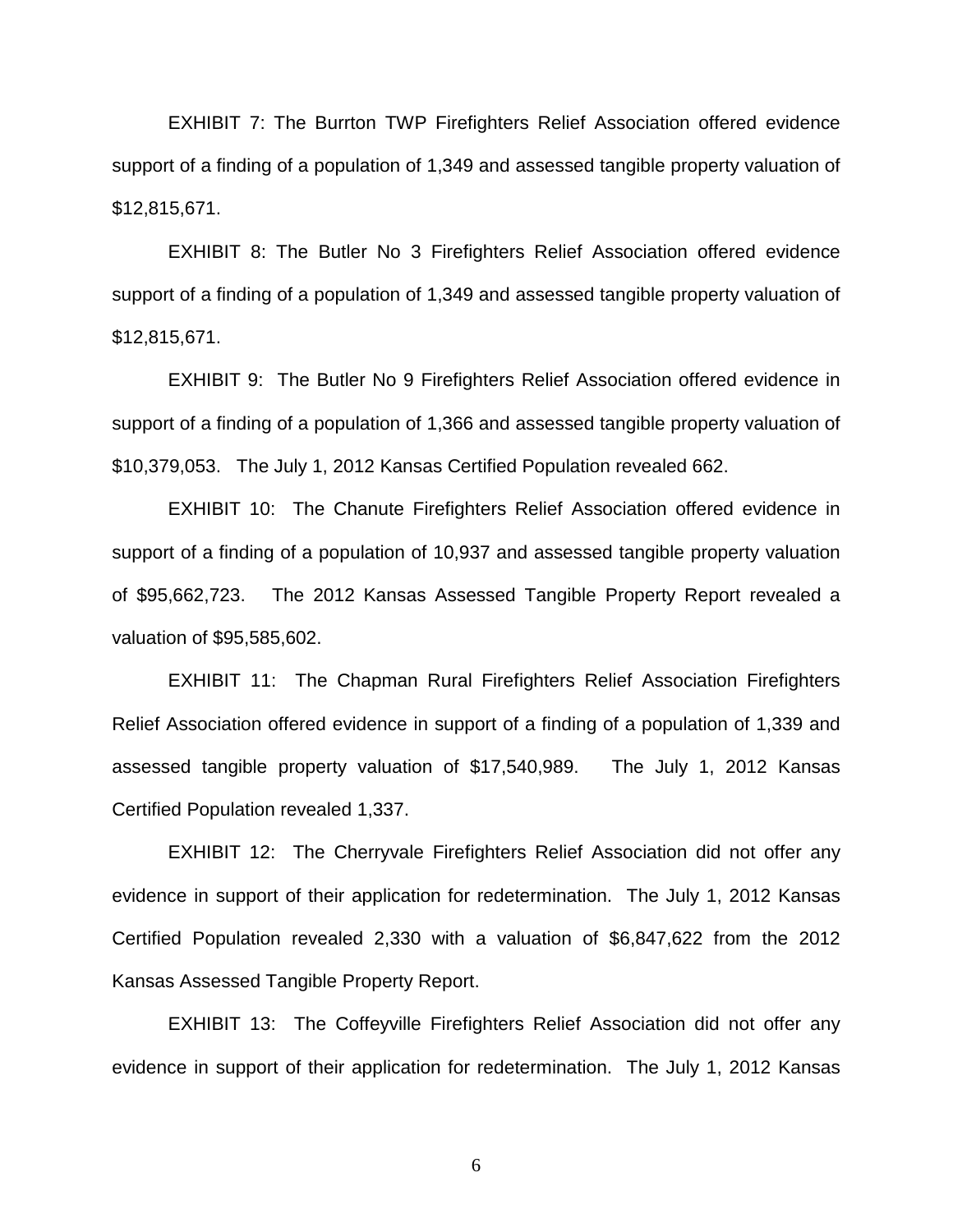EXHIBIT 7: The Burrton TWP Firefighters Relief Association offered evidence support of a finding of a population of 1,349 and assessed tangible property valuation of $12,815,671.

EXHIBIT 8: The Butler No 3 Firefighters Relief Association offered evidence support of a finding of a population of 1,349 and assessed tangible property valuation of $12,815,671.

EXHIBIT 9: The Butler No 9 Firefighters Relief Association offered evidence in support of a finding of a population of 1,366 and assessed tangible property valuation of $10,379,053. The July 1, 2012 Kansas Certified Population revealed 662.

EXHIBIT 10: The Chanute Firefighters Relief Association offered evidence in support of a finding of a population of 10,937 and assessed tangible property valuation of $95,662,723. The 2012 Kansas Assessed Tangible Property Report revealed a valuation of $95,585,602.

EXHIBIT 11: The Chapman Rural Firefighters Relief Association Firefighters Relief Association offered evidence in support of a finding of a population of 1,339 and assessed tangible property valuation of $17,540,989. The July 1, 2012 Kansas Certified Population revealed 1,337.

EXHIBIT 12: The Cherryvale Firefighters Relief Association did not offer any evidence in support of their application for redetermination. The July 1, 2012 Kansas Certified Population revealed 2,330 with a valuation of $6,847,622 from the 2012 Kansas Assessed Tangible Property Report.

EXHIBIT 13: The Coffeyville Firefighters Relief Association did not offer any evidence in support of their application for redetermination. The July 1, 2012 Kansas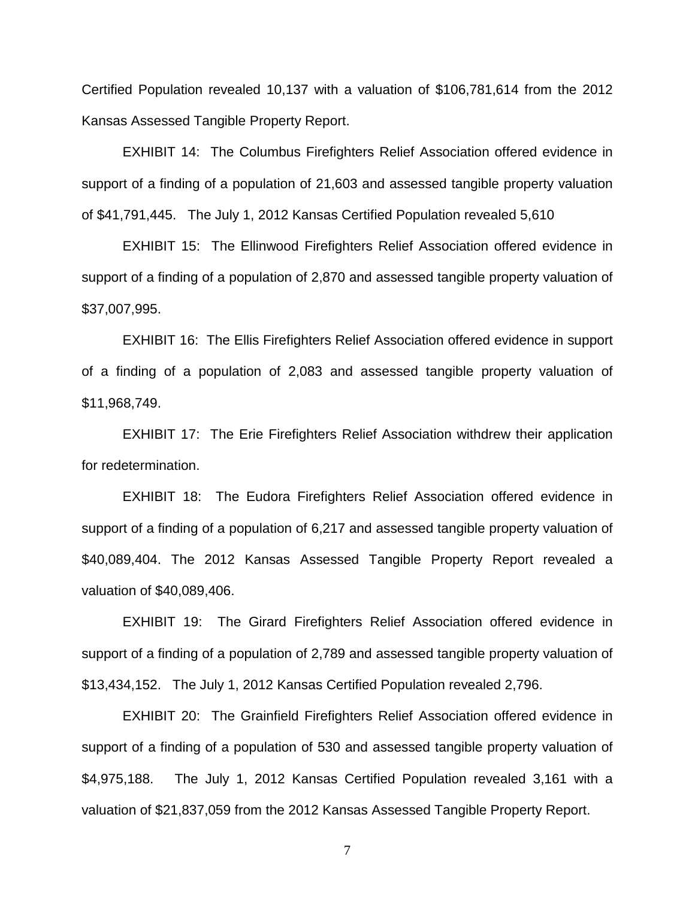Certified Population revealed 10,137 with a valuation of $106,781,614 from the 2012 Kansas Assessed Tangible Property Report.

EXHIBIT 14: The Columbus Firefighters Relief Association offered evidence in support of a finding of a population of 21,603 and assessed tangible property valuation of $41,791,445. The July 1, 2012 Kansas Certified Population revealed 5,610

EXHIBIT 15: The Ellinwood Firefighters Relief Association offered evidence in support of a finding of a population of 2,870 and assessed tangible property valuation of $37,007,995.

EXHIBIT 16: The Ellis Firefighters Relief Association offered evidence in support of a finding of a population of 2,083 and assessed tangible property valuation of $11,968,749.

EXHIBIT 17: The Erie Firefighters Relief Association withdrew their application for redetermination.

EXHIBIT 18: The Eudora Firefighters Relief Association offered evidence in support of a finding of a population of 6,217 and assessed tangible property valuation of $40,089,404. The 2012 Kansas Assessed Tangible Property Report revealed a valuation of $40,089,406.

EXHIBIT 19: The Girard Firefighters Relief Association offered evidence in support of a finding of a population of 2,789 and assessed tangible property valuation of $13,434,152. The July 1, 2012 Kansas Certified Population revealed 2,796.

EXHIBIT 20: The Grainfield Firefighters Relief Association offered evidence in support of a finding of a population of 530 and assessed tangible property valuation of $4,975,188. The July 1, 2012 Kansas Certified Population revealed 3,161 with a valuation of $21,837,059 from the 2012 Kansas Assessed Tangible Property Report.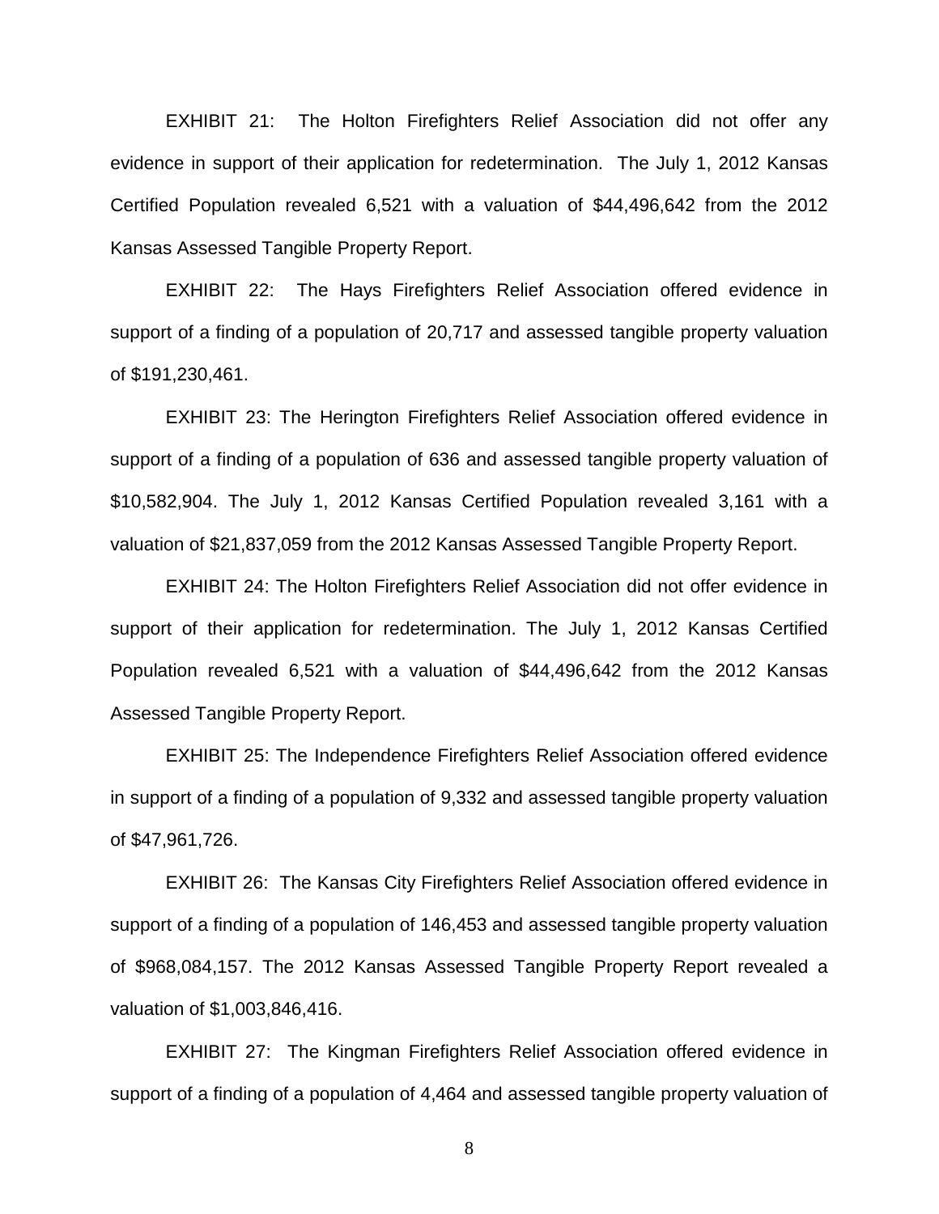EXHIBIT 21: The Holton Firefighters Relief Association did not offer any evidence in support of their application for redetermination. The July 1, 2012 Kansas Certified Population revealed 6,521 with a valuation of $44,496,642 from the 2012 Kansas Assessed Tangible Property Report.

EXHIBIT 22: The Hays Firefighters Relief Association offered evidence in support of a finding of a population of 20,717 and assessed tangible property valuation of $191,230,461.

EXHIBIT 23: The Herington Firefighters Relief Association offered evidence in support of a finding of a population of 636 and assessed tangible property valuation of $10,582,904. The July 1, 2012 Kansas Certified Population revealed 3,161 with a valuation of $21,837,059 from the 2012 Kansas Assessed Tangible Property Report.

EXHIBIT 24: The Holton Firefighters Relief Association did not offer evidence in support of their application for redetermination. The July 1, 2012 Kansas Certified Population revealed 6,521 with a valuation of $44,496,642 from the 2012 Kansas Assessed Tangible Property Report.

EXHIBIT 25: The Independence Firefighters Relief Association offered evidence in support of a finding of a population of 9,332 and assessed tangible property valuation of $47,961,726.

EXHIBIT 26: The Kansas City Firefighters Relief Association offered evidence in support of a finding of a population of 146,453 and assessed tangible property valuation of $968,084,157. The 2012 Kansas Assessed Tangible Property Report revealed a valuation of $1,003,846,416.

EXHIBIT 27: The Kingman Firefighters Relief Association offered evidence in support of a finding of a population of 4,464 and assessed tangible property valuation of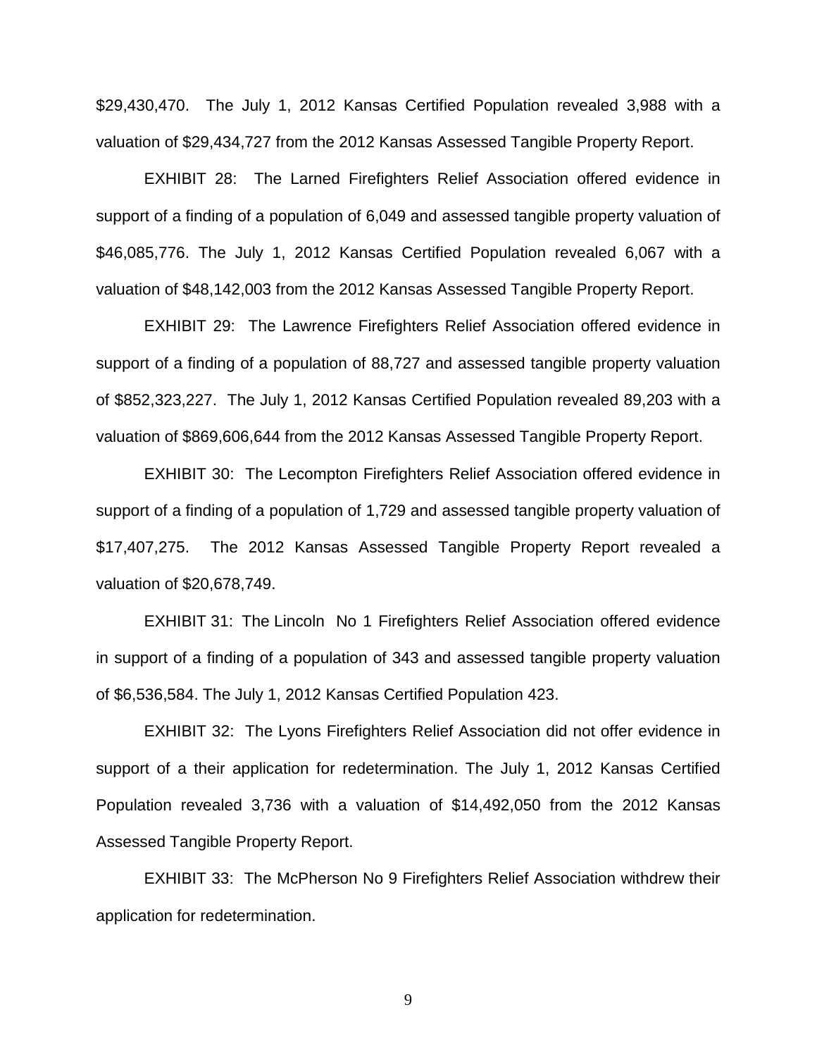$29,430,470. The July 1, 2012 Kansas Certified Population revealed 3,988 with a valuation of $29,434,727 from the 2012 Kansas Assessed Tangible Property Report.

EXHIBIT 28: The Larned Firefighters Relief Association offered evidence in support of a finding of a population of 6,049 and assessed tangible property valuation of $46,085,776. The July 1, 2012 Kansas Certified Population revealed 6,067 with a valuation of $48,142,003 from the 2012 Kansas Assessed Tangible Property Report.

EXHIBIT 29: The Lawrence Firefighters Relief Association offered evidence in support of a finding of a population of 88,727 and assessed tangible property valuation of $852,323,227. The July 1, 2012 Kansas Certified Population revealed 89,203 with a valuation of $869,606,644 from the 2012 Kansas Assessed Tangible Property Report.

EXHIBIT 30: The Lecompton Firefighters Relief Association offered evidence in support of a finding of a population of 1,729 and assessed tangible property valuation of $17,407,275. The 2012 Kansas Assessed Tangible Property Report revealed a valuation of $20,678,749.

EXHIBIT 31: The Lincoln No 1 Firefighters Relief Association offered evidence in support of a finding of a population of 343 and assessed tangible property valuation of $6,536,584. The July 1, 2012 Kansas Certified Population 423.

EXHIBIT 32: The Lyons Firefighters Relief Association did not offer evidence in support of a their application for redetermination. The July 1, 2012 Kansas Certified Population revealed 3,736 with a valuation of $14,492,050 from the 2012 Kansas Assessed Tangible Property Report.

EXHIBIT 33: The McPherson No 9 Firefighters Relief Association withdrew their application for redetermination.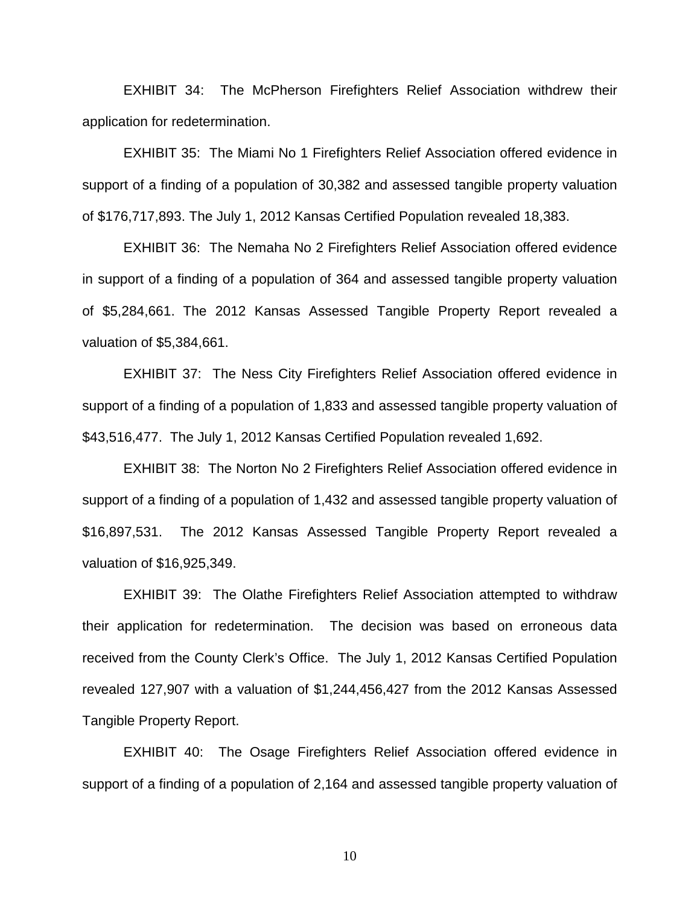EXHIBIT 34: The McPherson Firefighters Relief Association withdrew their application for redetermination.

EXHIBIT 35: The Miami No 1 Firefighters Relief Association offered evidence in support of a finding of a population of 30,382 and assessed tangible property valuation of $176,717,893. The July 1, 2012 Kansas Certified Population revealed 18,383.

EXHIBIT 36: The Nemaha No 2 Firefighters Relief Association offered evidence in support of a finding of a population of 364 and assessed tangible property valuation of $5,284,661. The 2012 Kansas Assessed Tangible Property Report revealed a valuation of $5,384,661.

EXHIBIT 37: The Ness City Firefighters Relief Association offered evidence in support of a finding of a population of 1,833 and assessed tangible property valuation of $43,516,477. The July 1, 2012 Kansas Certified Population revealed 1,692.

EXHIBIT 38: The Norton No 2 Firefighters Relief Association offered evidence in support of a finding of a population of 1,432 and assessed tangible property valuation of $16,897,531. The 2012 Kansas Assessed Tangible Property Report revealed a valuation of $16,925,349.

EXHIBIT 39: The Olathe Firefighters Relief Association attempted to withdraw their application for redetermination. The decision was based on erroneous data received from the County Clerk's Office. The July 1, 2012 Kansas Certified Population revealed 127,907 with a valuation of $1,244,456,427 from the 2012 Kansas Assessed Tangible Property Report.

EXHIBIT 40: The Osage Firefighters Relief Association offered evidence in support of a finding of a population of 2,164 and assessed tangible property valuation of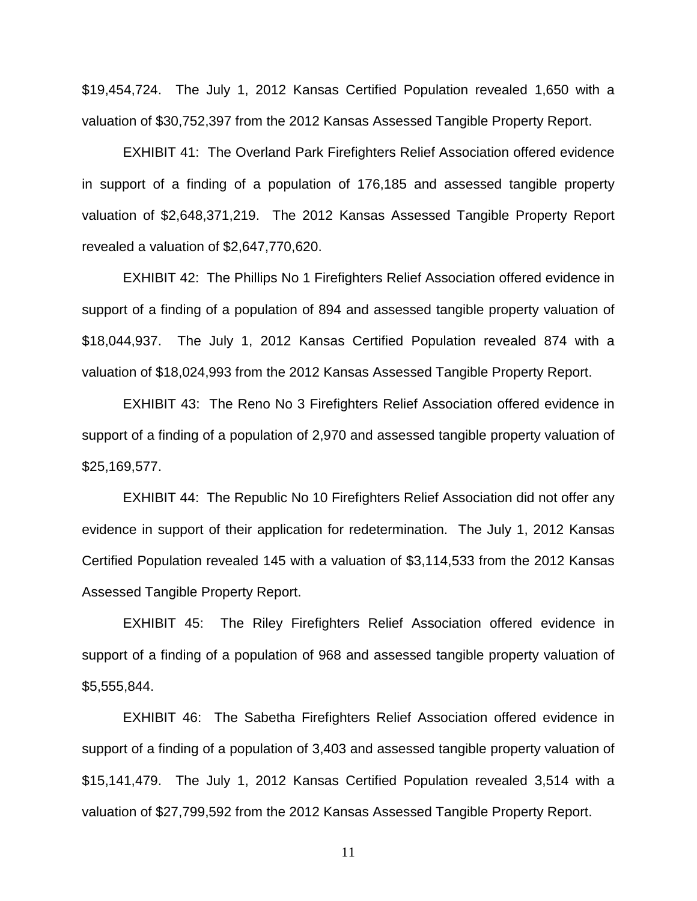$19,454,724. The July 1, 2012 Kansas Certified Population revealed 1,650 with a valuation of $30,752,397 from the 2012 Kansas Assessed Tangible Property Report.

EXHIBIT 41: The Overland Park Firefighters Relief Association offered evidence in support of a finding of a population of 176,185 and assessed tangible property valuation of $2,648,371,219. The 2012 Kansas Assessed Tangible Property Report revealed a valuation of $2,647,770,620.

EXHIBIT 42: The Phillips No 1 Firefighters Relief Association offered evidence in support of a finding of a population of 894 and assessed tangible property valuation of $18,044,937. The July 1, 2012 Kansas Certified Population revealed 874 with a valuation of $18,024,993 from the 2012 Kansas Assessed Tangible Property Report.

EXHIBIT 43: The Reno No 3 Firefighters Relief Association offered evidence in support of a finding of a population of 2,970 and assessed tangible property valuation of $25,169,577.

EXHIBIT 44: The Republic No 10 Firefighters Relief Association did not offer any evidence in support of their application for redetermination. The July 1, 2012 Kansas Certified Population revealed 145 with a valuation of $3,114,533 from the 2012 Kansas Assessed Tangible Property Report.

EXHIBIT 45: The Riley Firefighters Relief Association offered evidence in support of a finding of a population of 968 and assessed tangible property valuation of $5,555,844.

EXHIBIT 46: The Sabetha Firefighters Relief Association offered evidence in support of a finding of a population of 3,403 and assessed tangible property valuation of $15,141,479. The July 1, 2012 Kansas Certified Population revealed 3,514 with a valuation of $27,799,592 from the 2012 Kansas Assessed Tangible Property Report.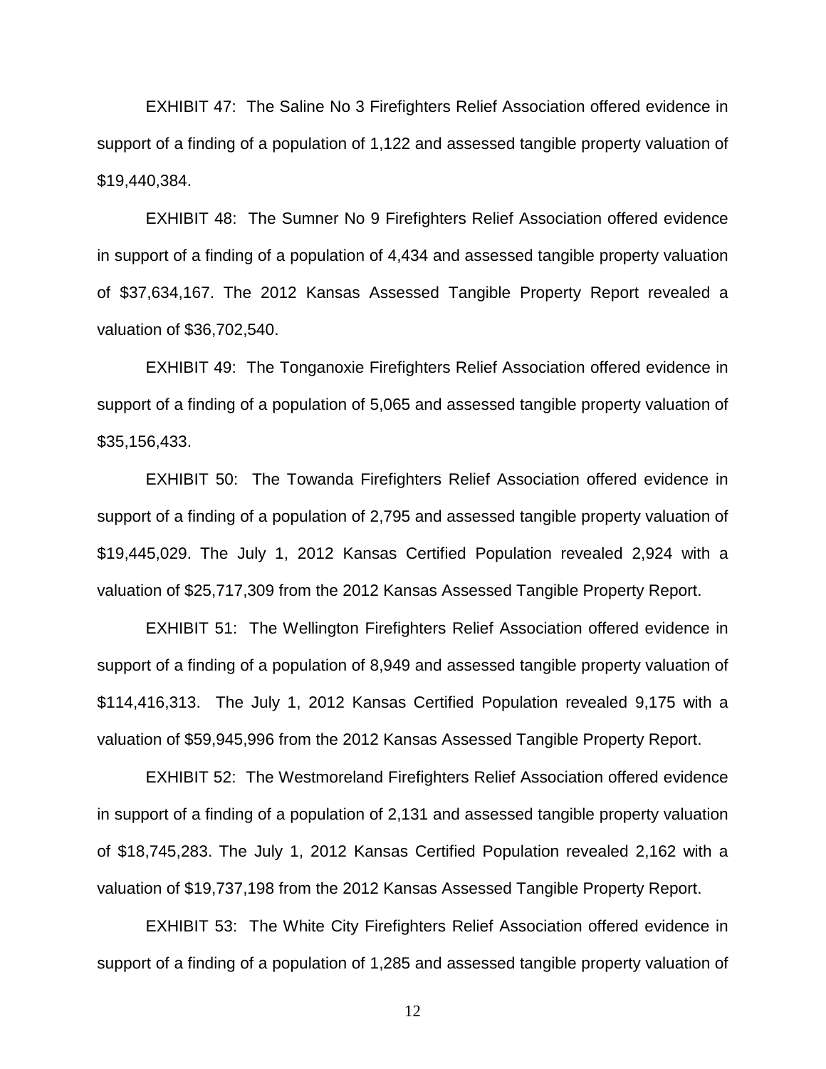EXHIBIT 47: The Saline No 3 Firefighters Relief Association offered evidence in support of a finding of a population of 1,122 and assessed tangible property valuation of $19,440,384.

EXHIBIT 48: The Sumner No 9 Firefighters Relief Association offered evidence in support of a finding of a population of 4,434 and assessed tangible property valuation of $37,634,167. The 2012 Kansas Assessed Tangible Property Report revealed a valuation of $36,702,540.

EXHIBIT 49: The Tonganoxie Firefighters Relief Association offered evidence in support of a finding of a population of 5,065 and assessed tangible property valuation of $35,156,433.

EXHIBIT 50: The Towanda Firefighters Relief Association offered evidence in support of a finding of a population of 2,795 and assessed tangible property valuation of $19,445,029. The July 1, 2012 Kansas Certified Population revealed 2,924 with a valuation of $25,717,309 from the 2012 Kansas Assessed Tangible Property Report.

EXHIBIT 51: The Wellington Firefighters Relief Association offered evidence in support of a finding of a population of 8,949 and assessed tangible property valuation of $114,416,313. The July 1, 2012 Kansas Certified Population revealed 9,175 with a valuation of $59,945,996 from the 2012 Kansas Assessed Tangible Property Report.

EXHIBIT 52: The Westmoreland Firefighters Relief Association offered evidence in support of a finding of a population of 2,131 and assessed tangible property valuation of $18,745,283. The July 1, 2012 Kansas Certified Population revealed 2,162 with a valuation of $19,737,198 from the 2012 Kansas Assessed Tangible Property Report.

EXHIBIT 53: The White City Firefighters Relief Association offered evidence in support of a finding of a population of 1,285 and assessed tangible property valuation of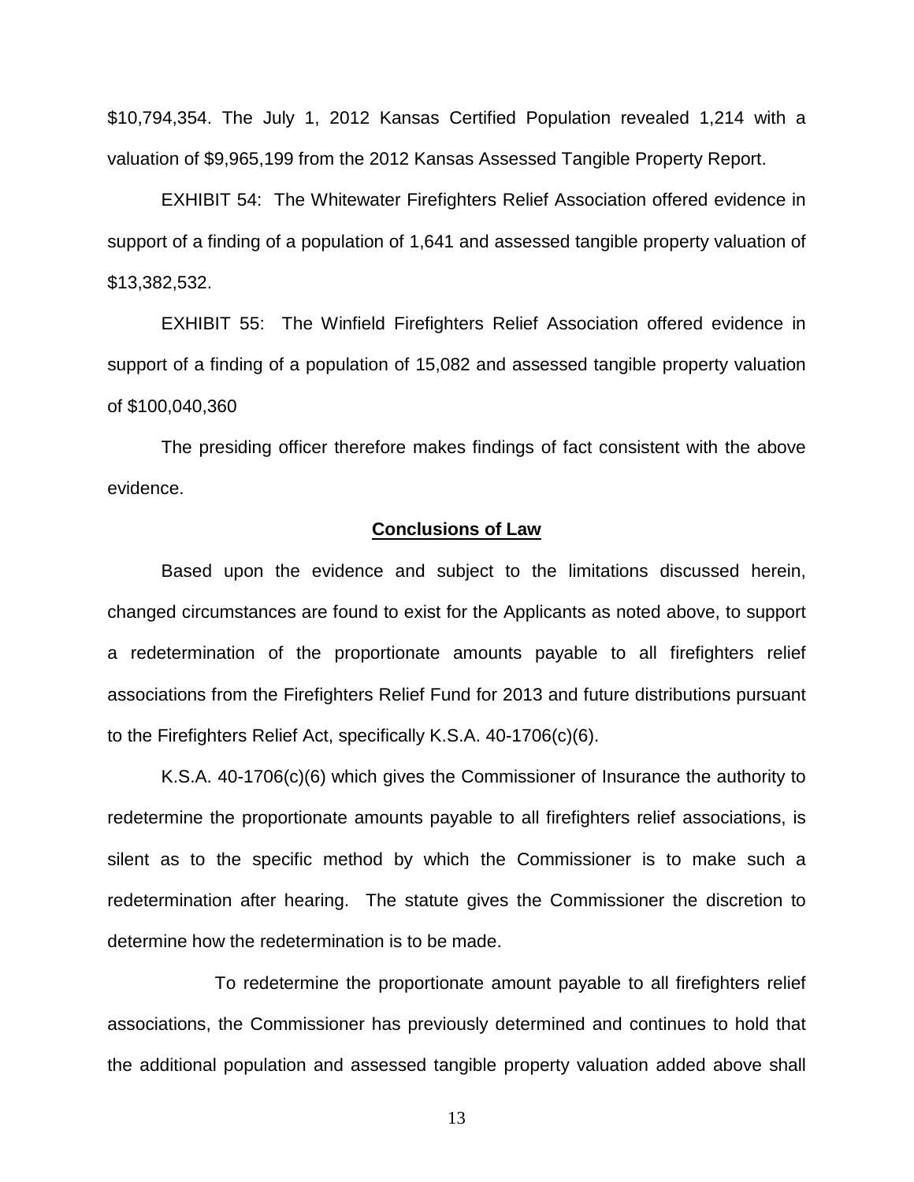$10,794,354. The July 1, 2012 Kansas Certified Population revealed 1,214 with a valuation of $9,965,199 from the 2012 Kansas Assessed Tangible Property Report.

EXHIBIT 54: The Whitewater Firefighters Relief Association offered evidence in support of a finding of a population of 1,641 and assessed tangible property valuation of $13,382,532.

EXHIBIT 55: The Winfield Firefighters Relief Association offered evidence in support of a finding of a population of 15,082 and assessed tangible property valuation of $100,040,360

The presiding officer therefore makes findings of fact consistent with the above evidence.

**Conclusions of Law**

Based upon the evidence and subject to the limitations discussed herein, changed circumstances are found to exist for the Applicants as noted above, to support a redetermination of the proportionate amounts payable to all firefighters relief associations from the Firefighters Relief Fund for 2013 and future distributions pursuant to the Firefighters Relief Act, specifically K.S.A. 40-1706(c)(6).

K.S.A. 40-1706(c)(6) which gives the Commissioner of Insurance the authority to redetermine the proportionate amounts payable to all firefighters relief associations, is silent as to the specific method by which the Commissioner is to make such a redetermination after hearing. The statute gives the Commissioner the discretion to determine how the redetermination is to be made.

To redetermine the proportionate amount payable to all firefighters relief associations, the Commissioner has previously determined and continues to hold that the additional population and assessed tangible property valuation added above shall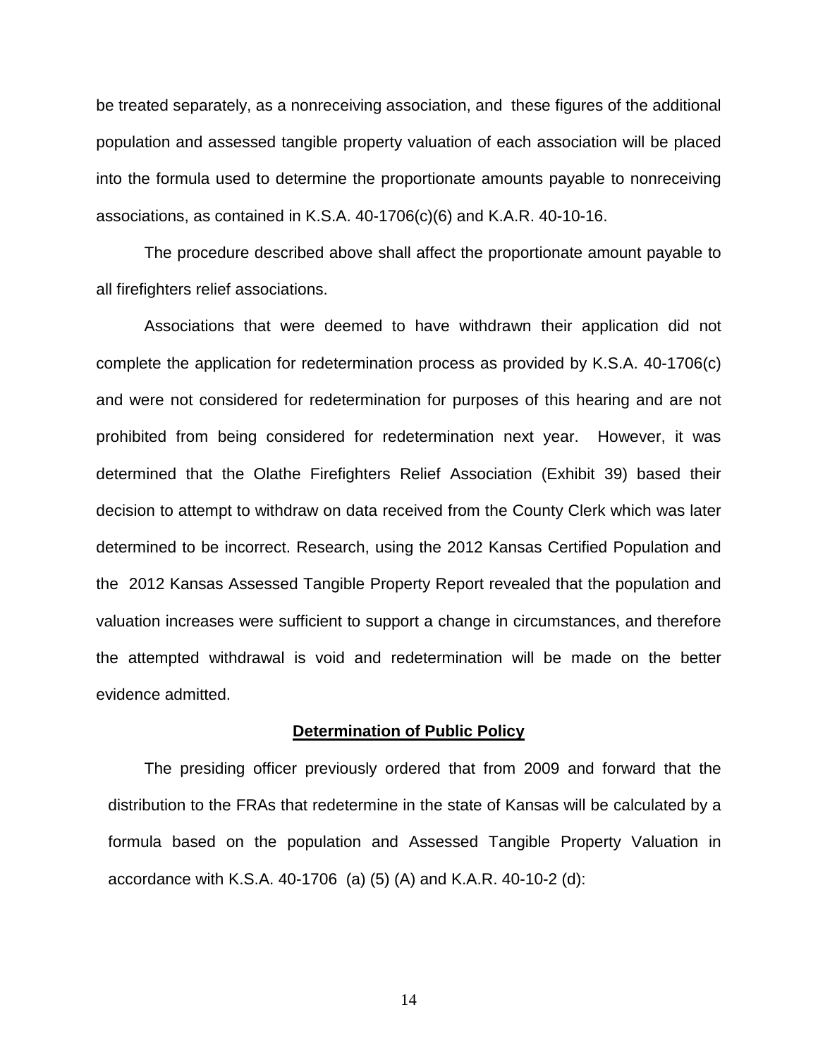be treated separately, as a nonreceiving association, and these figures of the additional population and assessed tangible property valuation of each association will be placed into the formula used to determine the proportionate amounts payable to nonreceiving associations, as contained in K.S.A. 40-1706(c)(6) and K.A.R. 40-10-16.

The procedure described above shall affect the proportionate amount payable to all firefighters relief associations.

Associations that were deemed to have withdrawn their application did not complete the application for redetermination process as provided by K.S.A. 40-1706(c) and were not considered for redetermination for purposes of this hearing and are not prohibited from being considered for redetermination next year. However, it was determined that the Olathe Firefighters Relief Association (Exhibit 39) based their decision to attempt to withdraw on data received from the County Clerk which was later determined to be incorrect. Research, using the 2012 Kansas Certified Population and the 2012 Kansas Assessed Tangible Property Report revealed that the population and valuation increases were sufficient to support a change in circumstances, and therefore the attempted withdrawal is void and redetermination will be made on the better evidence admitted.

**Determination of Public Policy**

The presiding officer previously ordered that from 2009 and forward that the distribution to the FRAs that redetermine in the state of Kansas will be calculated by a formula based on the population and Assessed Tangible Property Valuation in accordance with K.S.A. 40-1706 (a) (5) (A) and K.A.R. 40-10-2 (d):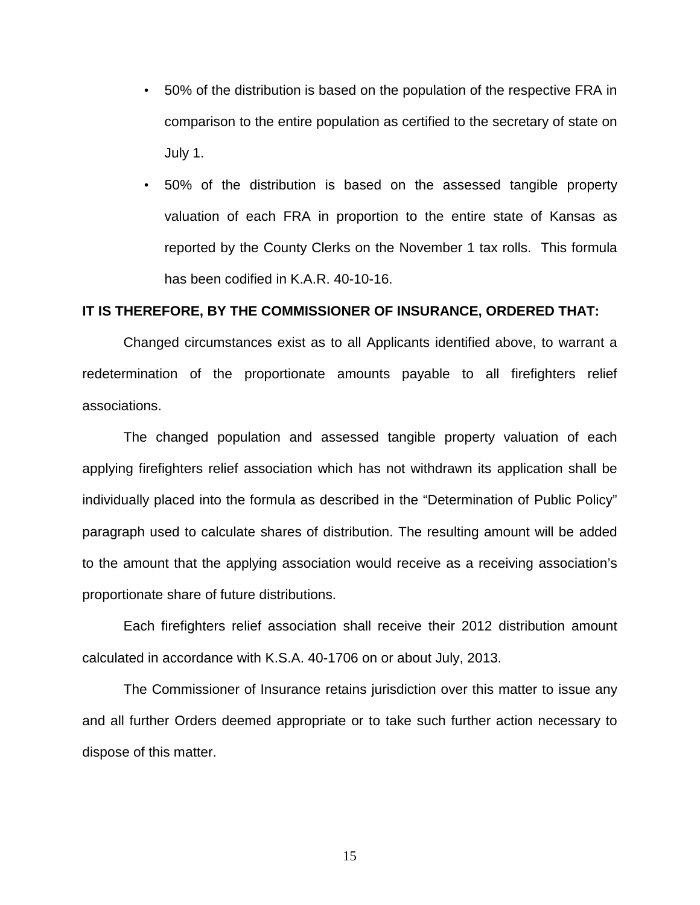- 50% of the distribution is based on the population of the respective FRA in comparison to the entire population as certified to the secretary of state on July 1.
- 50% of the distribution is based on the assessed tangible property valuation of each FRA in proportion to the entire state of Kansas as reported by the County Clerks on the November 1 tax rolls. This formula has been codified in K.A.R. 40-10-16.

**IT IS THEREFORE, BY THE COMMISSIONER OF INSURANCE, ORDERED THAT:**

Changed circumstances exist as to all Applicants identified above, to warrant a redetermination of the proportionate amounts payable to all firefighters relief associations.

The changed population and assessed tangible property valuation of each applying firefighters relief association which has not withdrawn its application shall be individually placed into the formula as described in the "Determination of Public Policy" paragraph used to calculate shares of distribution. The resulting amount will be added to the amount that the applying association would receive as a receiving association's proportionate share of future distributions.

Each firefighters relief association shall receive their 2012 distribution amount calculated in accordance with K.S.A. 40-1706 on or about July, 2013.

The Commissioner of Insurance retains jurisdiction over this matter to issue any and all further Orders deemed appropriate or to take such further action necessary to dispose of this matter.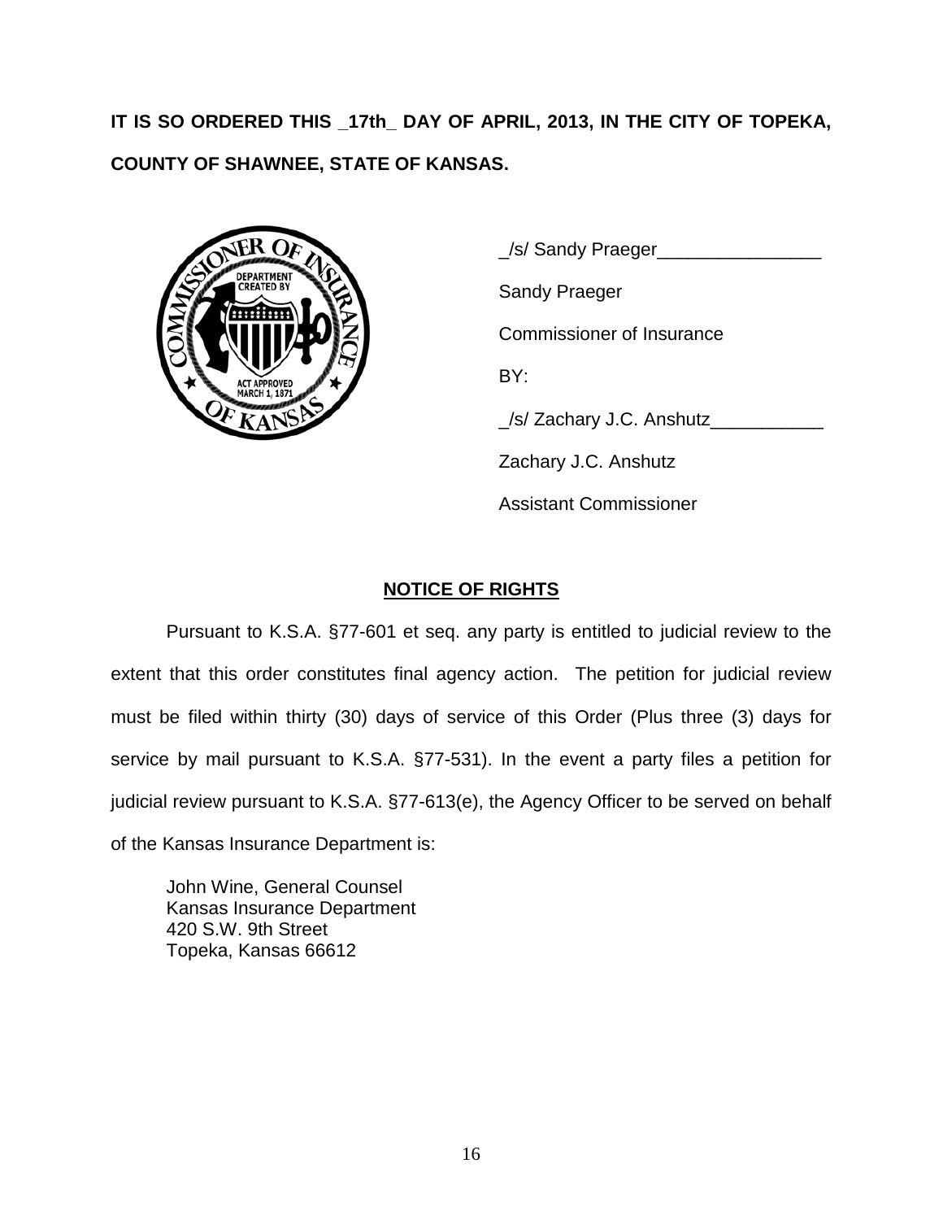**IT IS SO ORDERED THIS _17th_ DAY OF APRIL, 2013, IN THE CITY OF TOPEKA, COUNTY OF SHAWNEE, STATE OF KANSAS.**

_/s/ Sandy Praeger________________

Sandy Praeger

Commissioner of Insurance

BY:

_/s/ Zachary J.C. Anshutz___________

Zachary J.C. Anshutz

Assistant Commissioner

## NOTICE OF RIGHTS

Pursuant to K.S.A. §77-601 et seq. any party is entitled to judicial review to the extent that this order constitutes final agency action. The petition for judicial review must be filed within thirty (30) days of service of this Order (Plus three (3) days for service by mail pursuant to K.S.A. §77-531). In the event a party files a petition for judicial review pursuant to K.S.A. §77-613(e), the Agency Officer to be served on behalf of the Kansas Insurance Department is:

John Wine, General Counsel
Kansas Insurance Department
420 S.W. 9th Street
Topeka, Kansas 66612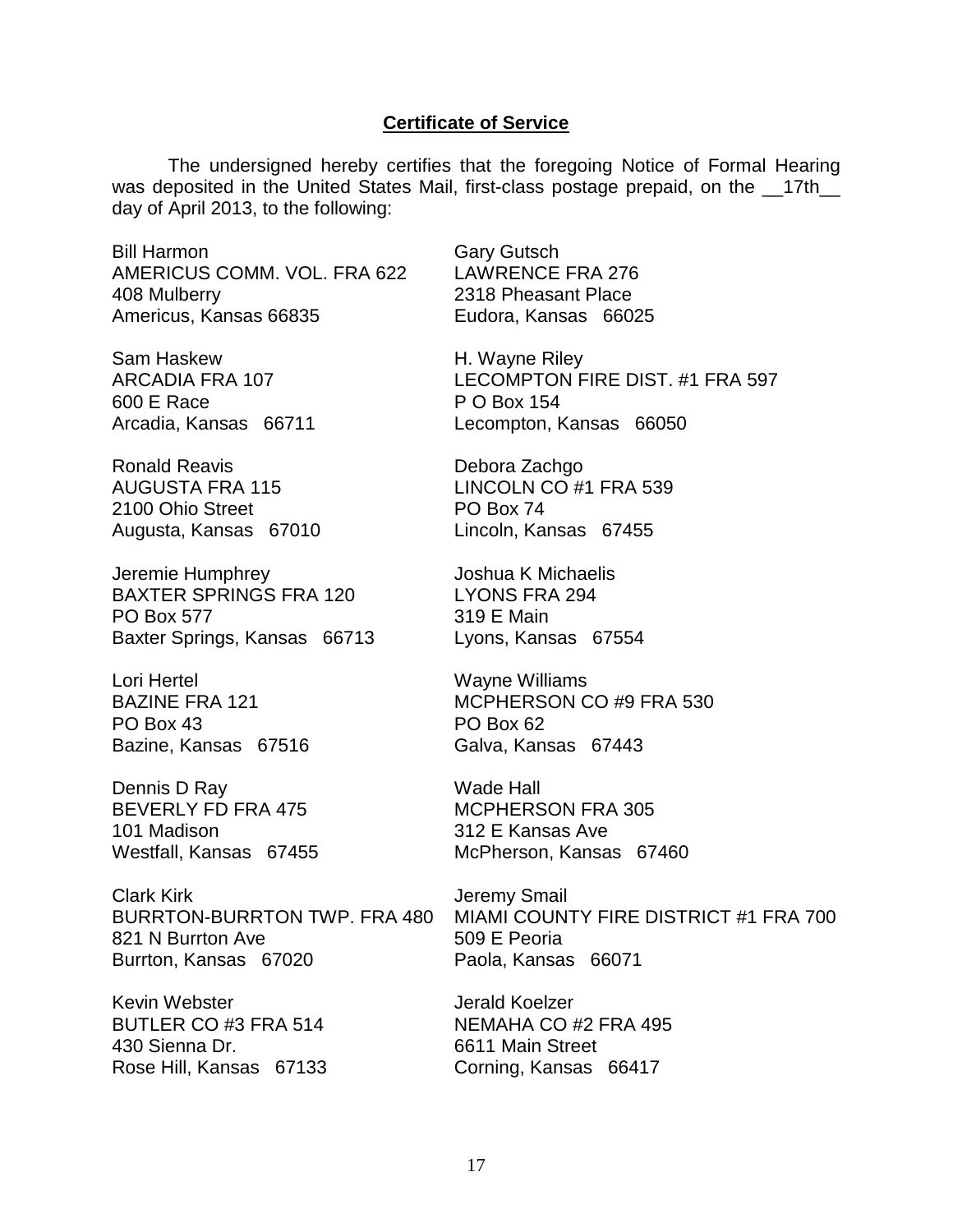**Certificate of Service**

The undersigned hereby certifies that the foregoing Notice of Formal Hearing was deposited in the United States Mail, first-class postage prepaid, on the \_\_17th\_\_ day of April 2013, to the following:

Bill Harmon
AMERICUS COMM. VOL. FRA 622
408 Mulberry
Americus, Kansas 66835

Sam Haskew
ARCADIA FRA 107
600 E Race
Arcadia, Kansas 66711

Ronald Reavis
AUGUSTA FRA 115
2100 Ohio Street
Augusta, Kansas 67010

Jeremie Humphrey
BAXTER SPRINGS FRA 120
PO Box 577
Baxter Springs, Kansas 66713

Lori Hertel
BAZINE FRA 121
PO Box 43
Bazine, Kansas 67516

Dennis D Ray
BEVERLY FD FRA 475
101 Madison
Westfall, Kansas 67455

Clark Kirk
BURRTON-BURRTON TWP. FRA 480
821 N Burrton Ave
Burrton, Kansas 67020

Kevin Webster
BUTLER CO #3 FRA 514
430 Sienna Dr.
Rose Hill, Kansas 67133

Gary Gutsch
LAWRENCE FRA 276
2318 Pheasant Place
Eudora, Kansas 66025

H. Wayne Riley
LECOMPTON FIRE DIST. #1 FRA 597
P O Box 154
Lecompton, Kansas 66050

Debora Zachgo
LINCOLN CO #1 FRA 539
PO Box 74
Lincoln, Kansas 67455

Joshua K Michaelis
LYONS FRA 294
319 E Main
Lyons, Kansas 67554

Wayne Williams
MCPHERSON CO #9 FRA 530
PO Box 62
Galva, Kansas 67443

Wade Hall
MCPHERSON FRA 305
312 E Kansas Ave
McPherson, Kansas 67460

Jeremy Smail
MIAMI COUNTY FIRE DISTRICT #1 FRA 700
509 E Peoria
Paola, Kansas 66071

Jerald Koelzer
NEMAHA CO #2 FRA 495
6611 Main Street
Corning, Kansas 66417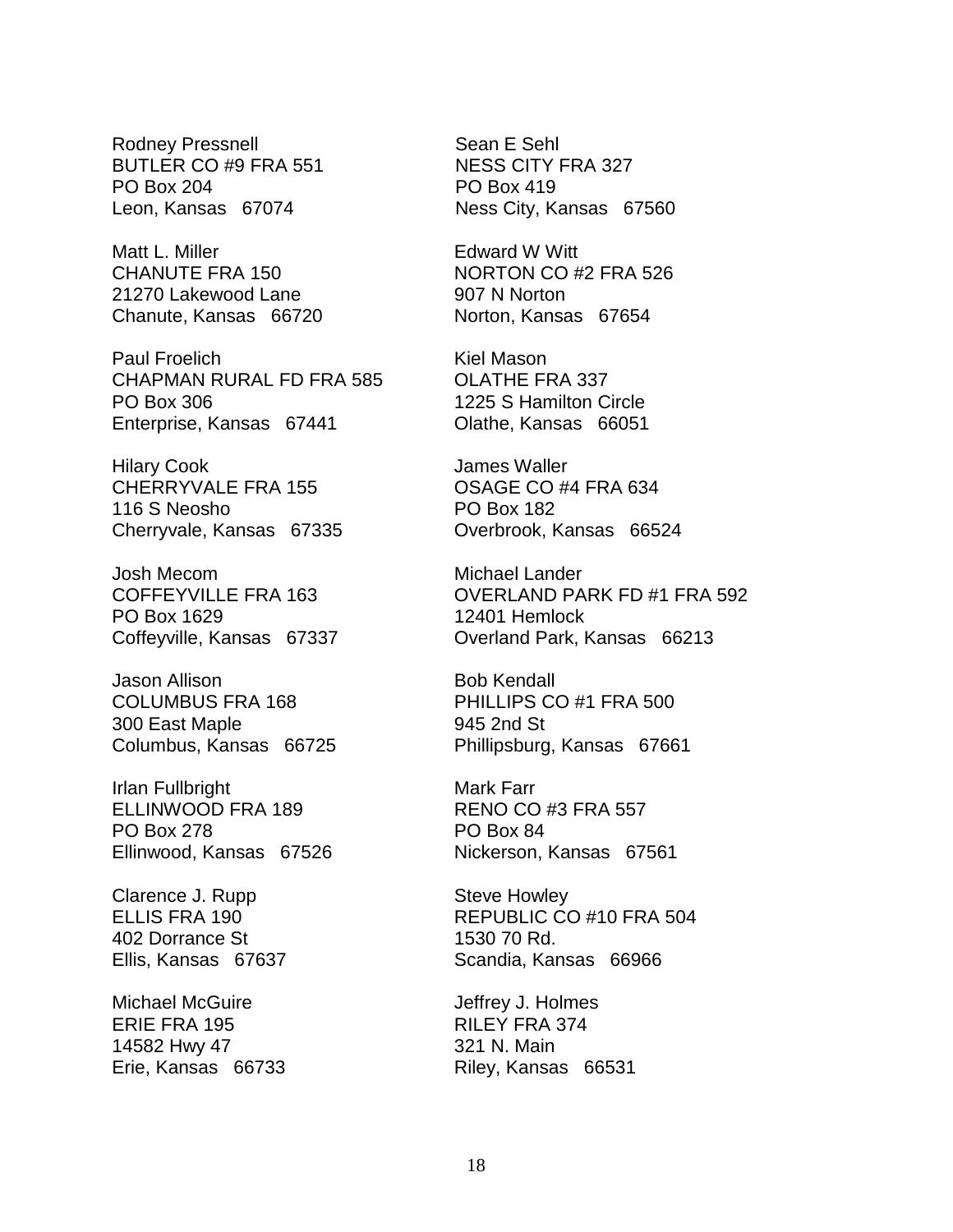Rodney Pressnell
BUTLER CO #9 FRA 551
PO Box 204
Leon, Kansas 67074

Matt L. Miller
CHANUTE FRA 150
21270 Lakewood Lane
Chanute, Kansas 66720

Paul Froelich
CHAPMAN RURAL FD FRA 585
PO Box 306
Enterprise, Kansas 67441

Hilary Cook
CHERRYVALE FRA 155
116 S Neosho
Cherryvale, Kansas 67335

Josh Mecom
COFFEYVILLE FRA 163
PO Box 1629
Coffeyville, Kansas 67337

Jason Allison
COLUMBUS FRA 168
300 East Maple
Columbus, Kansas 66725

Irlan Fullbright
ELLINWOOD FRA 189
PO Box 278
Ellinwood, Kansas 67526

Clarence J. Rupp
ELLIS FRA 190
402 Dorrance St
Ellis, Kansas 67637

Michael McGuire
ERIE FRA 195
14582 Hwy 47
Erie, Kansas 66733

Sean E Sehl
NESS CITY FRA 327
PO Box 419
Ness City, Kansas 67560

Edward W Witt
NORTON CO #2 FRA 526
907 N Norton
Norton, Kansas 67654

Kiel Mason
OLATHE FRA 337
1225 S Hamilton Circle
Olathe, Kansas 66051

James Waller
OSAGE CO #4 FRA 634
PO Box 182
Overbrook, Kansas 66524

Michael Lander
OVERLAND PARK FD #1 FRA 592
12401 Hemlock
Overland Park, Kansas 66213

Bob Kendall
PHILLIPS CO #1 FRA 500
945 2nd St
Phillipsburg, Kansas 67661

Mark Farr
RENO CO #3 FRA 557
PO Box 84
Nickerson, Kansas 67561

Steve Howley
REPUBLIC CO #10 FRA 504
1530 70 Rd.
Scandia, Kansas 66966

Jeffrey J. Holmes
RILEY FRA 374
321 N. Main
Riley, Kansas 66531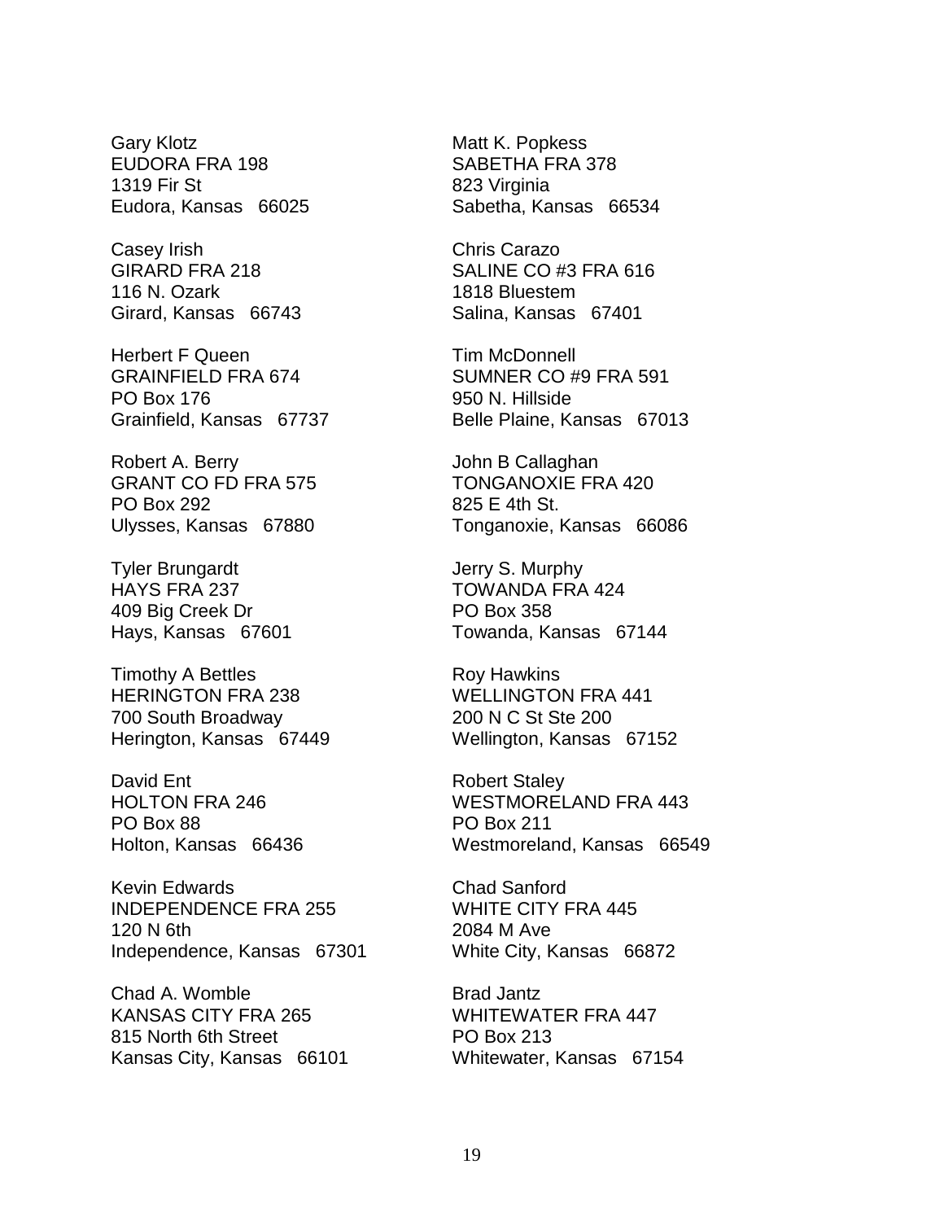Gary Klotz
EUDORA FRA 198
1319 Fir St
Eudora, Kansas 66025

Casey Irish
GIRARD FRA 218
116 N. Ozark
Girard, Kansas 66743

Herbert F Queen
GRAINFIELD FRA 674
PO Box 176
Grainfield, Kansas 67737

Robert A. Berry
GRANT CO FD FRA 575
PO Box 292
Ulysses, Kansas 67880

Tyler Brungardt
HAYS FRA 237
409 Big Creek Dr
Hays, Kansas 67601

Timothy A Bettles
HERINGTON FRA 238
700 South Broadway
Herington, Kansas 67449

David Ent
HOLTON FRA 246
PO Box 88
Holton, Kansas 66436

Kevin Edwards
INDEPENDENCE FRA 255
120 N 6th
Independence, Kansas 67301

Chad A. Womble
KANSAS CITY FRA 265
815 North 6th Street
Kansas City, Kansas 66101

Matt K. Popkess
SABETHA FRA 378
823 Virginia
Sabetha, Kansas 66534

Chris Carazo
SALINE CO #3 FRA 616
1818 Bluestem
Salina, Kansas 67401

Tim McDonnell
SUMNER CO #9 FRA 591
950 N. Hillside
Belle Plaine, Kansas 67013

John B Callaghan
TONGANOXIE FRA 420
825 E 4th St.
Tonganoxie, Kansas 66086

Jerry S. Murphy
TOWANDA FRA 424
PO Box 358
Towanda, Kansas 67144

Roy Hawkins
WELLINGTON FRA 441
200 N C St Ste 200
Wellington, Kansas 67152

Robert Staley
WESTMORELAND FRA 443
PO Box 211
Westmoreland, Kansas 66549

Chad Sanford
WHITE CITY FRA 445
2084 M Ave
White City, Kansas 66872

Brad Jantz
WHITEWATER FRA 447
PO Box 213
Whitewater, Kansas 67154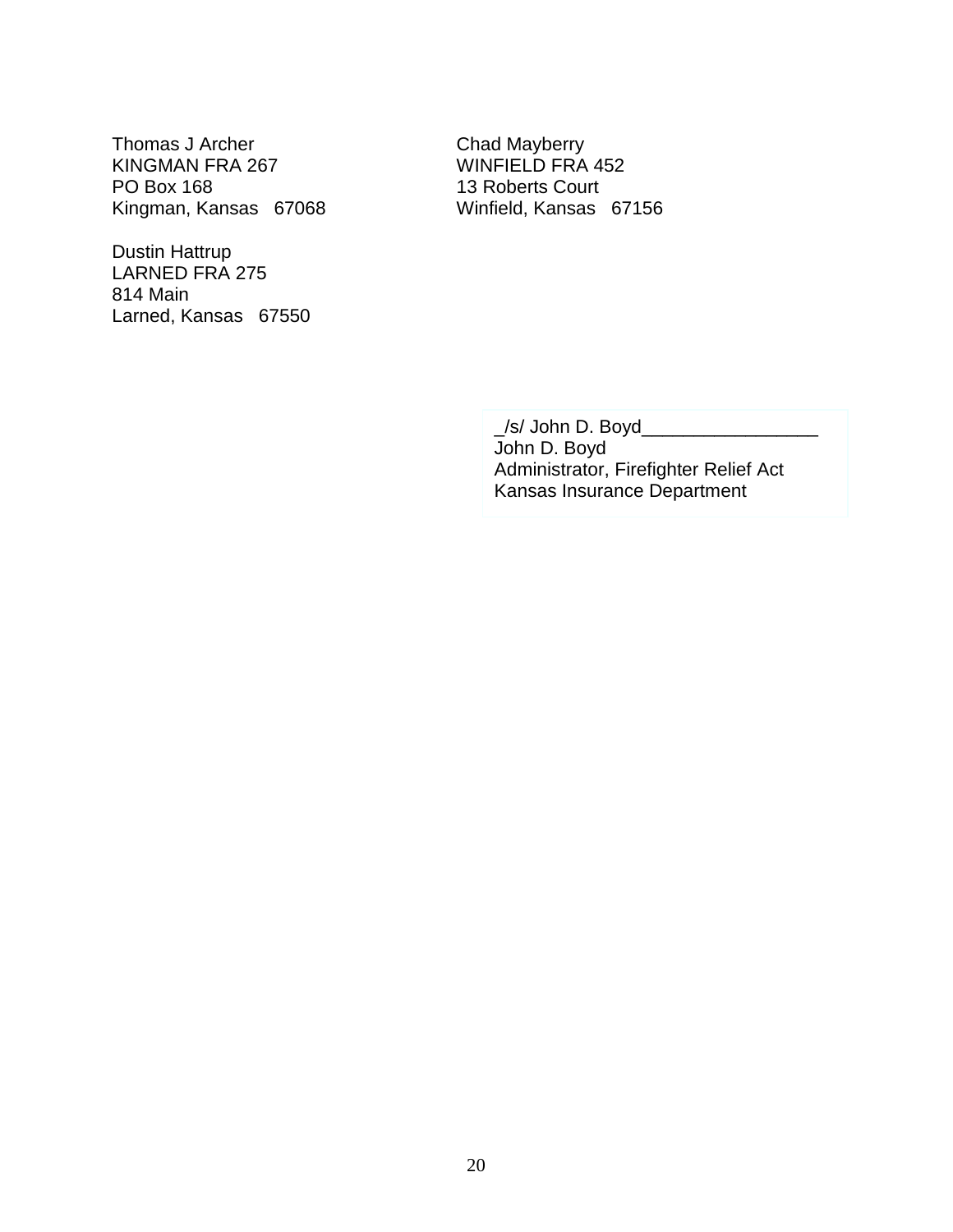Thomas J Archer
KINGMAN FRA 267
PO Box 168
Kingman, Kansas 67068

Chad Mayberry
WINFIELD FRA 452
13 Roberts Court
Winfield, Kansas 67156

Dustin Hattrup
LARNED FRA 275
814 Main
Larned, Kansas 67550

_/s/ John D. Boyd_________________
John D. Boyd
Administrator, Firefighter Relief Act
Kansas Insurance Department